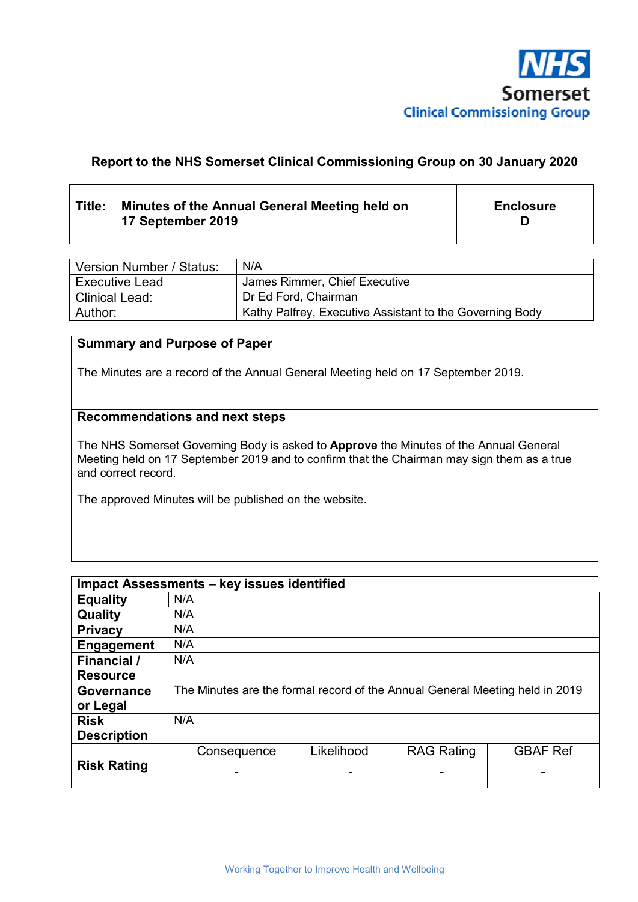NHS Somerset Clinical Commissioning Group

**Report to the NHS Somerset Clinical Commissioning Group on 30 January 2020**

| **Title: Minutes of the Annual General Meeting held on 17 September 2019** | **Enclosure D** |
|---|---|

| | |
|---|---|
| Version Number / Status: | N/A |
| Executive Lead | James Rimmer, Chief Executive |
| Clinical Lead: | Dr Ed Ford, Chairman |
| Author: | Kathy Palfrey, Executive Assistant to the Governing Body |

**Summary and Purpose of Paper**

The Minutes are a record of the Annual General Meeting held on 17 September 2019.

**Recommendations and next steps**

The NHS Somerset Governing Body is asked to **Approve** the Minutes of the Annual General Meeting held on 17 September 2019 and to confirm that the Chairman may sign them as a true and correct record.

The approved Minutes will be published on the website.

| **Impact Assessments – key issues identified** | | | | |
|---|---|---|---|---|
| **Equality** | N/A | | | |
| **Quality** | N/A | | | |
| **Privacy** | N/A | | | |
| **Engagement** | N/A | | | |
| **Financial / Resource** | N/A | | | |
| **Governance or Legal** | The Minutes are the formal record of the Annual General Meeting held in 2019 | | | |
| **Risk Description** | N/A | | | |
| **Risk Rating** | Consequence | Likelihood | RAG Rating | GBAF Ref |
| | - | - | - | - |

Working Together to Improve Health and Wellbeing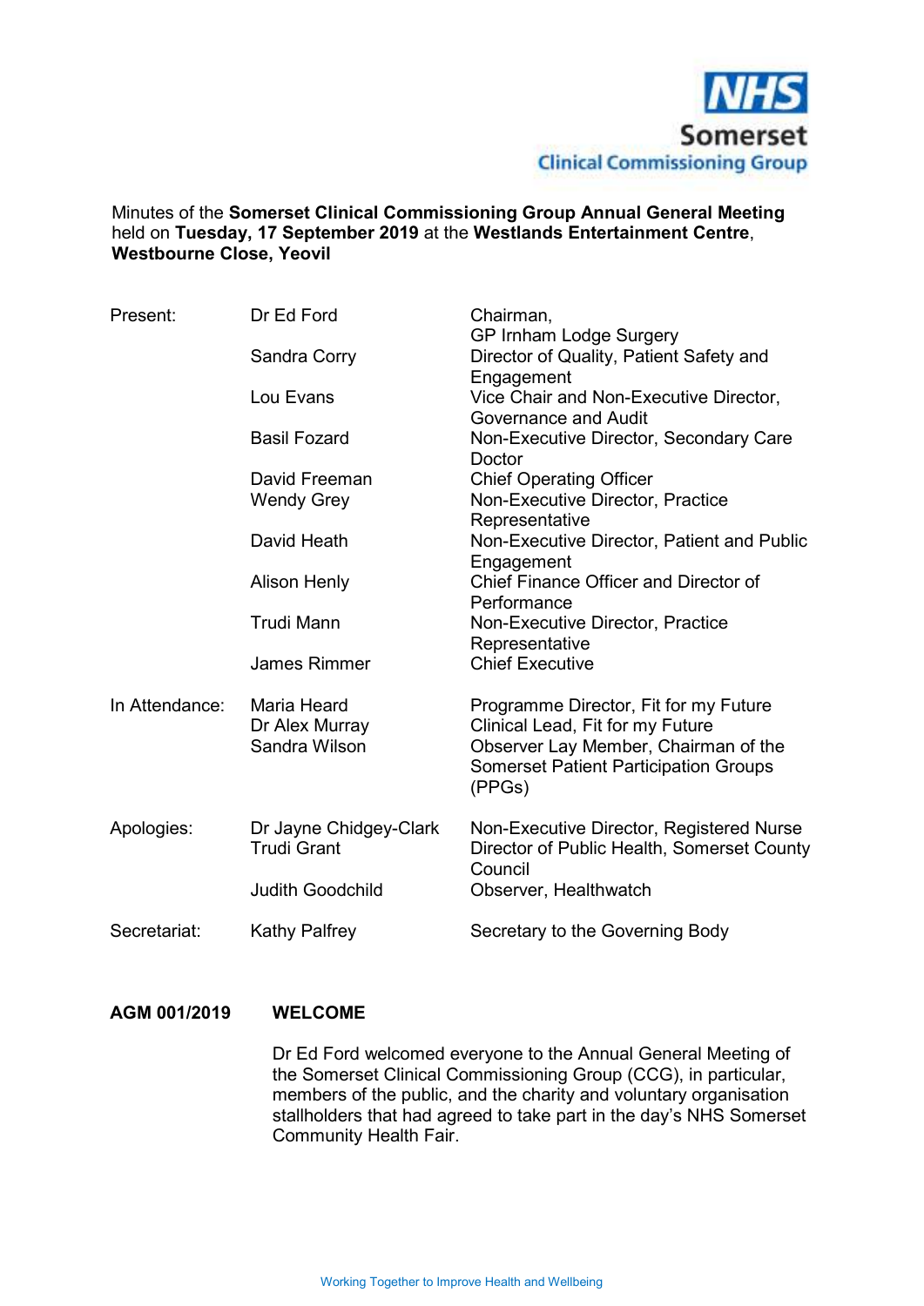Minutes of the **Somerset Clinical Commissioning Group Annual General Meeting** held on **Tuesday, 17 September 2019** at the **Westlands Entertainment Centre**, **Westbourne Close, Yeovil**

| | | |
|---|---|---|
| Present: | Dr Ed Ford | Chairman, GP Irnham Lodge Surgery |
| | Sandra Corry | Director of Quality, Patient Safety and Engagement |
| | Lou Evans | Vice Chair and Non-Executive Director, Governance and Audit |
| | Basil Fozard | Non-Executive Director, Secondary Care Doctor |
| | David Freeman | Chief Operating Officer |
| | Wendy Grey | Non-Executive Director, Practice Representative |
| | David Heath | Non-Executive Director, Patient and Public Engagement |
| | Alison Henly | Chief Finance Officer and Director of Performance |
| | Trudi Mann | Non-Executive Director, Practice Representative |
| | James Rimmer | Chief Executive |
| In Attendance: | Maria Heard | Programme Director, Fit for my Future |
| | Dr Alex Murray | Clinical Lead, Fit for my Future |
| | Sandra Wilson | Observer Lay Member, Chairman of the Somerset Patient Participation Groups (PPGs) |
| Apologies: | Dr Jayne Chidgey-Clark | Non-Executive Director, Registered Nurse |
| | Trudi Grant | Director of Public Health, Somerset County Council |
| | Judith Goodchild | Observer, Healthwatch |
| Secretariat: | Kathy Palfrey | Secretary to the Governing Body |

**AGM 001/2019 WELCOME**

Dr Ed Ford welcomed everyone to the Annual General Meeting of the Somerset Clinical Commissioning Group (CCG), in particular, members of the public, and the charity and voluntary organisation stallholders that had agreed to take part in the day's NHS Somerset Community Health Fair.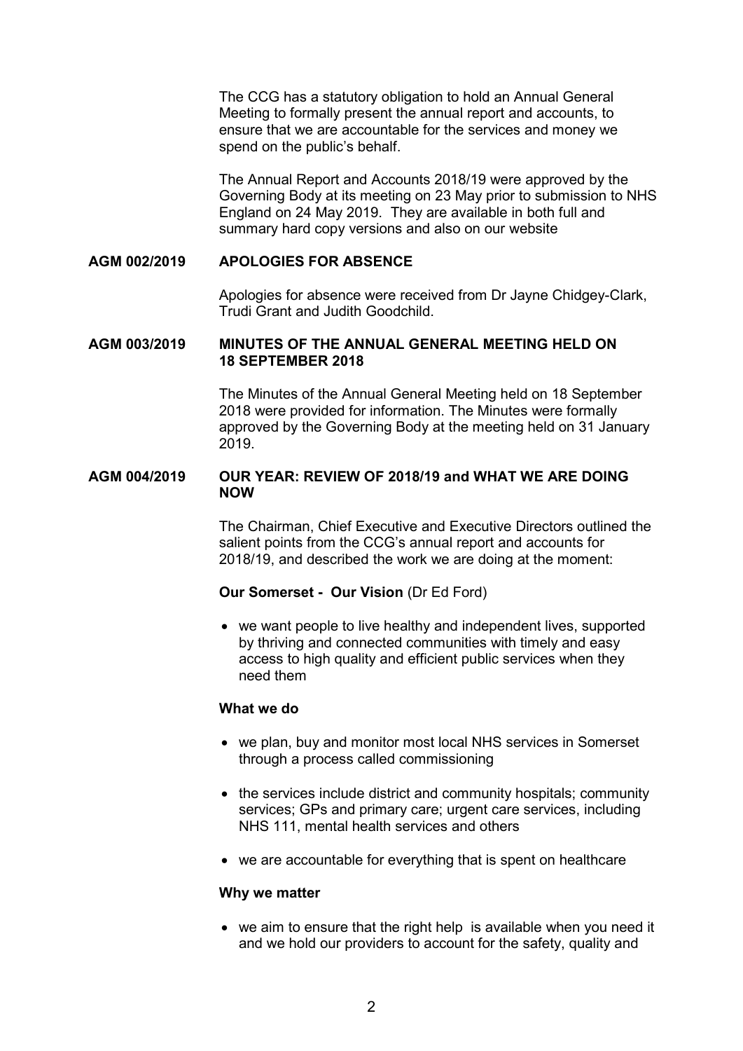The CCG has a statutory obligation to hold an Annual General Meeting to formally present the annual report and accounts, to ensure that we are accountable for the services and money we spend on the public's behalf.

The Annual Report and Accounts 2018/19 were approved by the Governing Body at its meeting on 23 May prior to submission to NHS England on 24 May 2019. They are available in both full and summary hard copy versions and also on our website

**AGM 002/2019 APOLOGIES FOR ABSENCE**

Apologies for absence were received from Dr Jayne Chidgey-Clark, Trudi Grant and Judith Goodchild.

**AGM 003/2019 MINUTES OF THE ANNUAL GENERAL MEETING HELD ON 18 SEPTEMBER 2018**

The Minutes of the Annual General Meeting held on 18 September 2018 were provided for information. The Minutes were formally approved by the Governing Body at the meeting held on 31 January 2019.

**AGM 004/2019 OUR YEAR: REVIEW OF 2018/19 and WHAT WE ARE DOING NOW**

The Chairman, Chief Executive and Executive Directors outlined the salient points from the CCG's annual report and accounts for 2018/19, and described the work we are doing at the moment:

**Our Somerset - Our Vision** (Dr Ed Ford)

- we want people to live healthy and independent lives, supported by thriving and connected communities with timely and easy access to high quality and efficient public services when they need them

**What we do**

- we plan, buy and monitor most local NHS services in Somerset through a process called commissioning
- the services include district and community hospitals; community services; GPs and primary care; urgent care services, including NHS 111, mental health services and others
- we are accountable for everything that is spent on healthcare

**Why we matter**

- we aim to ensure that the right help is available when you need it and we hold our providers to account for the safety, quality and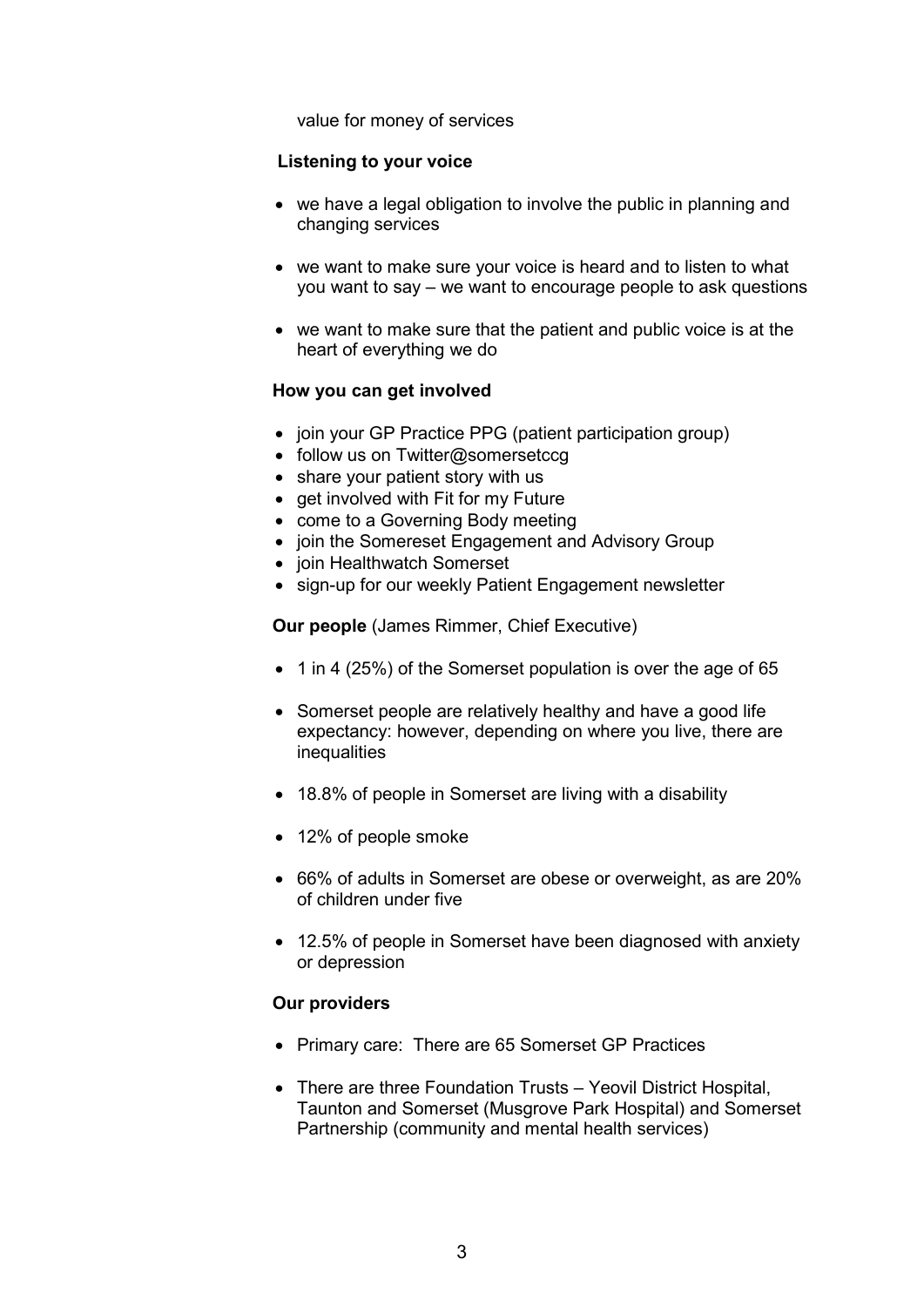value for money of services

**Listening to your voice**

- we have a legal obligation to involve the public in planning and changing services
- we want to make sure your voice is heard and to listen to what you want to say – we want to encourage people to ask questions
- we want to make sure that the patient and public voice is at the heart of everything we do

**How you can get involved**

- join your GP Practice PPG (patient participation group)
- follow us on Twitter@somersetccg
- share your patient story with us
- get involved with Fit for my Future
- come to a Governing Body meeting
- join the Somereset Engagement and Advisory Group
- join Healthwatch Somerset
- sign-up for our weekly Patient Engagement newsletter

**Our people** (James Rimmer, Chief Executive)

- 1 in 4 (25%) of the Somerset population is over the age of 65
- Somerset people are relatively healthy and have a good life expectancy: however, depending on where you live, there are inequalities
- 18.8% of people in Somerset are living with a disability
- 12% of people smoke
- 66% of adults in Somerset are obese or overweight, as are 20% of children under five
- 12.5% of people in Somerset have been diagnosed with anxiety or depression

**Our providers**

- Primary care: There are 65 Somerset GP Practices
- There are three Foundation Trusts – Yeovil District Hospital, Taunton and Somerset (Musgrove Park Hospital) and Somerset Partnership (community and mental health services)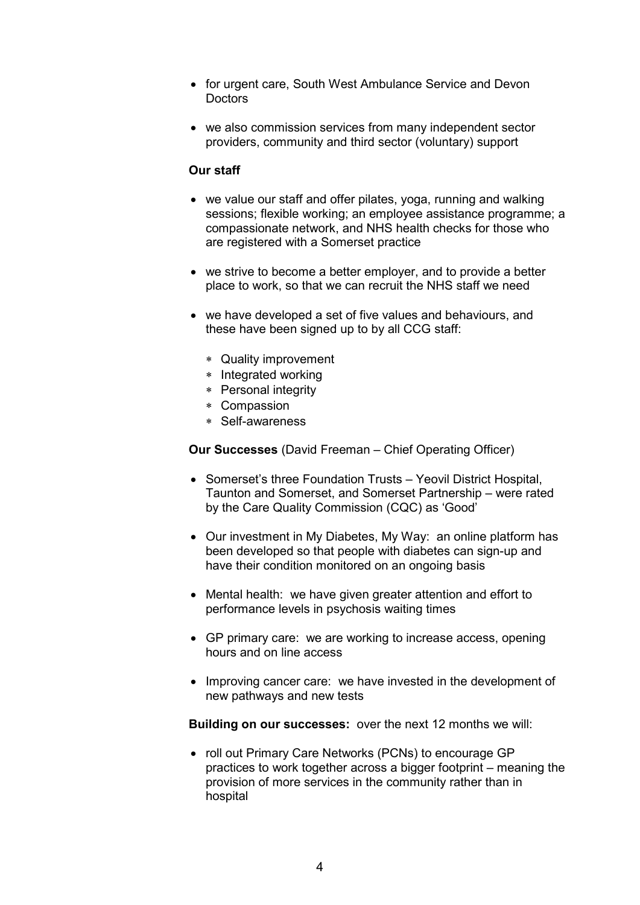- for urgent care, South West Ambulance Service and Devon Doctors

- we also commission services from many independent sector providers, community and third sector (voluntary) support

**Our staff**

- we value our staff and offer pilates, yoga, running and walking sessions; flexible working; an employee assistance programme; a compassionate network, and NHS health checks for those who are registered with a Somerset practice

- we strive to become a better employer, and to provide a better place to work, so that we can recruit the NHS staff we need

- we have developed a set of five values and behaviours, and these have been signed up to by all CCG staff:

  - Quality improvement
  - Integrated working
  - Personal integrity
  - Compassion
  - Self-awareness

**Our Successes** (David Freeman – Chief Operating Officer)

- Somerset's three Foundation Trusts – Yeovil District Hospital, Taunton and Somerset, and Somerset Partnership – were rated by the Care Quality Commission (CQC) as 'Good'

- Our investment in My Diabetes, My Way: an online platform has been developed so that people with diabetes can sign-up and have their condition monitored on an ongoing basis

- Mental health: we have given greater attention and effort to performance levels in psychosis waiting times

- GP primary care: we are working to increase access, opening hours and on line access

- Improving cancer care: we have invested in the development of new pathways and new tests

**Building on our successes:** over the next 12 months we will:

- roll out Primary Care Networks (PCNs) to encourage GP practices to work together across a bigger footprint – meaning the provision of more services in the community rather than in hospital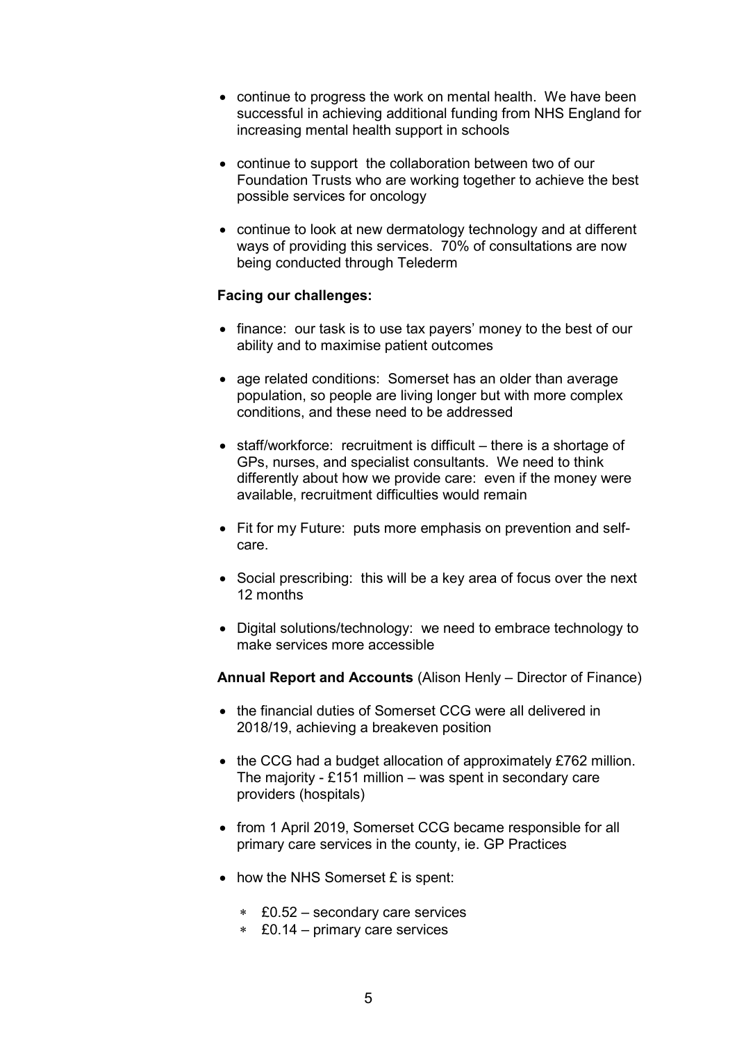- continue to progress the work on mental health. We have been successful in achieving additional funding from NHS England for increasing mental health support in schools
- continue to support the collaboration between two of our Foundation Trusts who are working together to achieve the best possible services for oncology
- continue to look at new dermatology technology and at different ways of providing this services. 70% of consultations are now being conducted through Telederm

**Facing our challenges:**

- finance: our task is to use tax payers' money to the best of our ability and to maximise patient outcomes
- age related conditions: Somerset has an older than average population, so people are living longer but with more complex conditions, and these need to be addressed
- staff/workforce: recruitment is difficult – there is a shortage of GPs, nurses, and specialist consultants. We need to think differently about how we provide care: even if the money were available, recruitment difficulties would remain
- Fit for my Future: puts more emphasis on prevention and self-care.
- Social prescribing: this will be a key area of focus over the next 12 months
- Digital solutions/technology: we need to embrace technology to make services more accessible

**Annual Report and Accounts** (Alison Henly – Director of Finance)

- the financial duties of Somerset CCG were all delivered in 2018/19, achieving a breakeven position
- the CCG had a budget allocation of approximately £762 million. The majority - £151 million – was spent in secondary care providers (hospitals)
- from 1 April 2019, Somerset CCG became responsible for all primary care services in the county, ie. GP Practices
- how the NHS Somerset £ is spent:
  - £0.52 – secondary care services
  - £0.14 – primary care services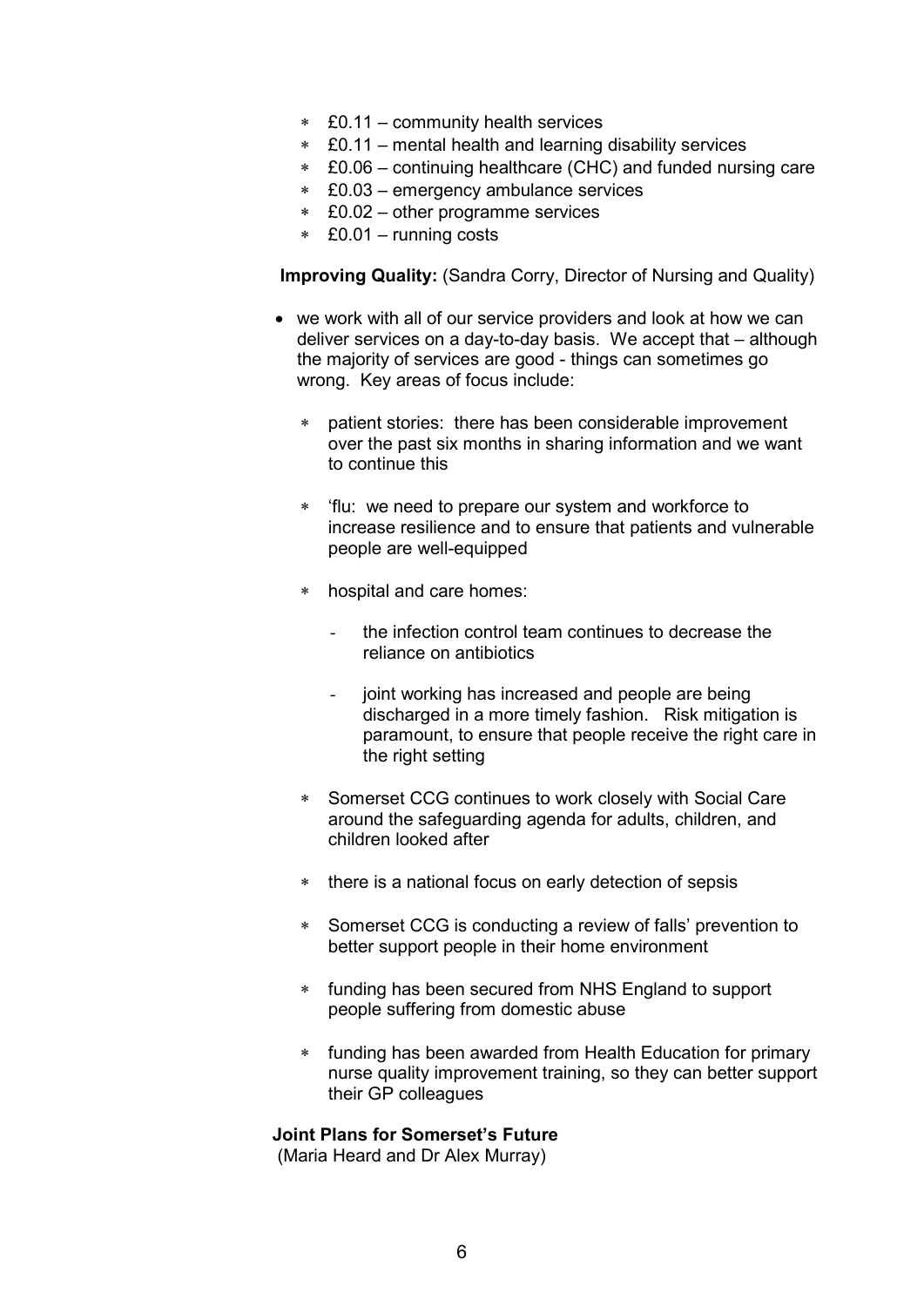- ∗ £0.11 – community health services
- ∗ £0.11 – mental health and learning disability services
- ∗ £0.06 – continuing healthcare (CHC) and funded nursing care
- ∗ £0.03 – emergency ambulance services
- ∗ £0.02 – other programme services
- ∗ £0.01 – running costs

**Improving Quality:** (Sandra Corry, Director of Nursing and Quality)

- we work with all of our service providers and look at how we can deliver services on a day-to-day basis. We accept that – although the majority of services are good - things can sometimes go wrong. Key areas of focus include:

  - ∗ patient stories: there has been considerable improvement over the past six months in sharing information and we want to continue this

  - ∗ 'flu: we need to prepare our system and workforce to increase resilience and to ensure that patients and vulnerable people are well-equipped

  - ∗ hospital and care homes:

    - the infection control team continues to decrease the reliance on antibiotics

    - joint working has increased and people are being discharged in a more timely fashion. Risk mitigation is paramount, to ensure that people receive the right care in the right setting

  - ∗ Somerset CCG continues to work closely with Social Care around the safeguarding agenda for adults, children, and children looked after

  - ∗ there is a national focus on early detection of sepsis

  - ∗ Somerset CCG is conducting a review of falls' prevention to better support people in their home environment

  - ∗ funding has been secured from NHS England to support people suffering from domestic abuse

  - ∗ funding has been awarded from Health Education for primary nurse quality improvement training, so they can better support their GP colleagues

**Joint Plans for Somerset's Future**
(Maria Heard and Dr Alex Murray)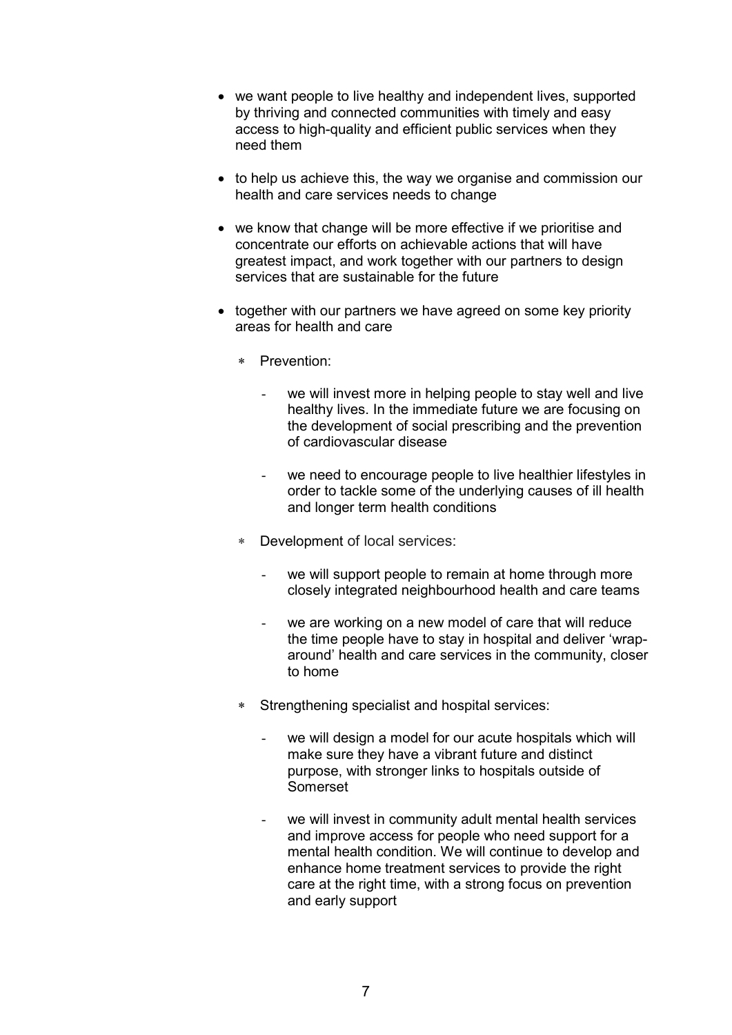- we want people to live healthy and independent lives, supported by thriving and connected communities with timely and easy access to high-quality and efficient public services when they need them

- to help us achieve this, the way we organise and commission our health and care services needs to change

- we know that change will be more effective if we prioritise and concentrate our efforts on achievable actions that will have greatest impact, and work together with our partners to design services that are sustainable for the future

- together with our partners we have agreed on some key priority areas for health and care

  - Prevention:

    - we will invest more in helping people to stay well and live healthy lives. In the immediate future we are focusing on the development of social prescribing and the prevention of cardiovascular disease

    - we need to encourage people to live healthier lifestyles in order to tackle some of the underlying causes of ill health and longer term health conditions

  - Development of local services:

    - we will support people to remain at home through more closely integrated neighbourhood health and care teams

    - we are working on a new model of care that will reduce the time people have to stay in hospital and deliver 'wrap-around' health and care services in the community, closer to home

  - Strengthening specialist and hospital services:

    - we will design a model for our acute hospitals which will make sure they have a vibrant future and distinct purpose, with stronger links to hospitals outside of Somerset

    - we will invest in community adult mental health services and improve access for people who need support for a mental health condition. We will continue to develop and enhance home treatment services to provide the right care at the right time, with a strong focus on prevention and early support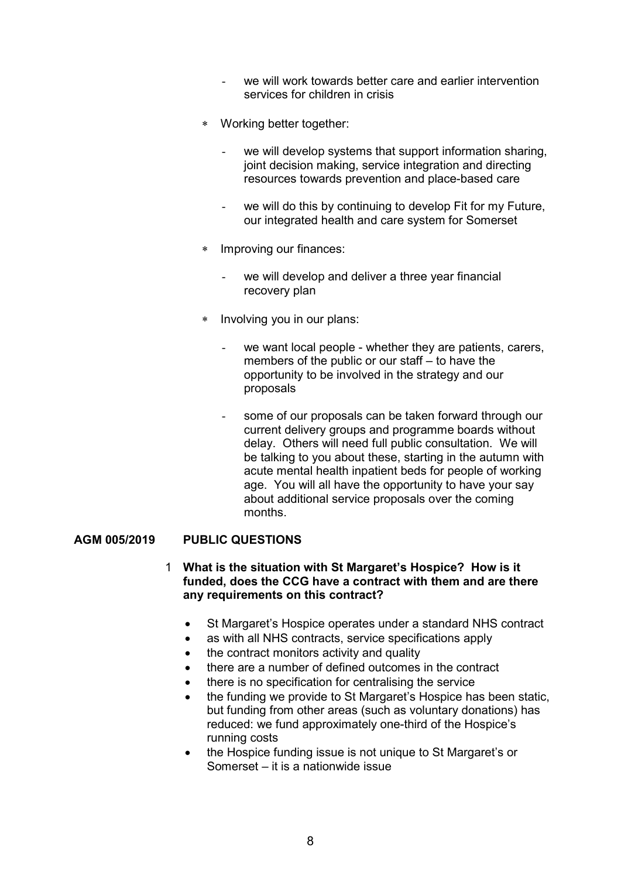- we will work towards better care and earlier intervention services for children in crisis

- Working better together:

  - we will develop systems that support information sharing, joint decision making, service integration and directing resources towards prevention and place-based care

  - we will do this by continuing to develop Fit for my Future, our integrated health and care system for Somerset

- Improving our finances:

  - we will develop and deliver a three year financial recovery plan

- Involving you in our plans:

  - we want local people - whether they are patients, carers, members of the public or our staff – to have the opportunity to be involved in the strategy and our proposals

  - some of our proposals can be taken forward through our current delivery groups and programme boards without delay. Others will need full public consultation. We will be talking to you about these, starting in the autumn with acute mental health inpatient beds for people of working age. You will all have the opportunity to have your say about additional service proposals over the coming months.

**AGM 005/2019 PUBLIC QUESTIONS**

1 **What is the situation with St Margaret's Hospice? How is it funded, does the CCG have a contract with them and are there any requirements on this contract?**

- St Margaret's Hospice operates under a standard NHS contract
- as with all NHS contracts, service specifications apply
- the contract monitors activity and quality
- there are a number of defined outcomes in the contract
- there is no specification for centralising the service
- the funding we provide to St Margaret's Hospice has been static, but funding from other areas (such as voluntary donations) has reduced: we fund approximately one-third of the Hospice's running costs
- the Hospice funding issue is not unique to St Margaret's or Somerset – it is a nationwide issue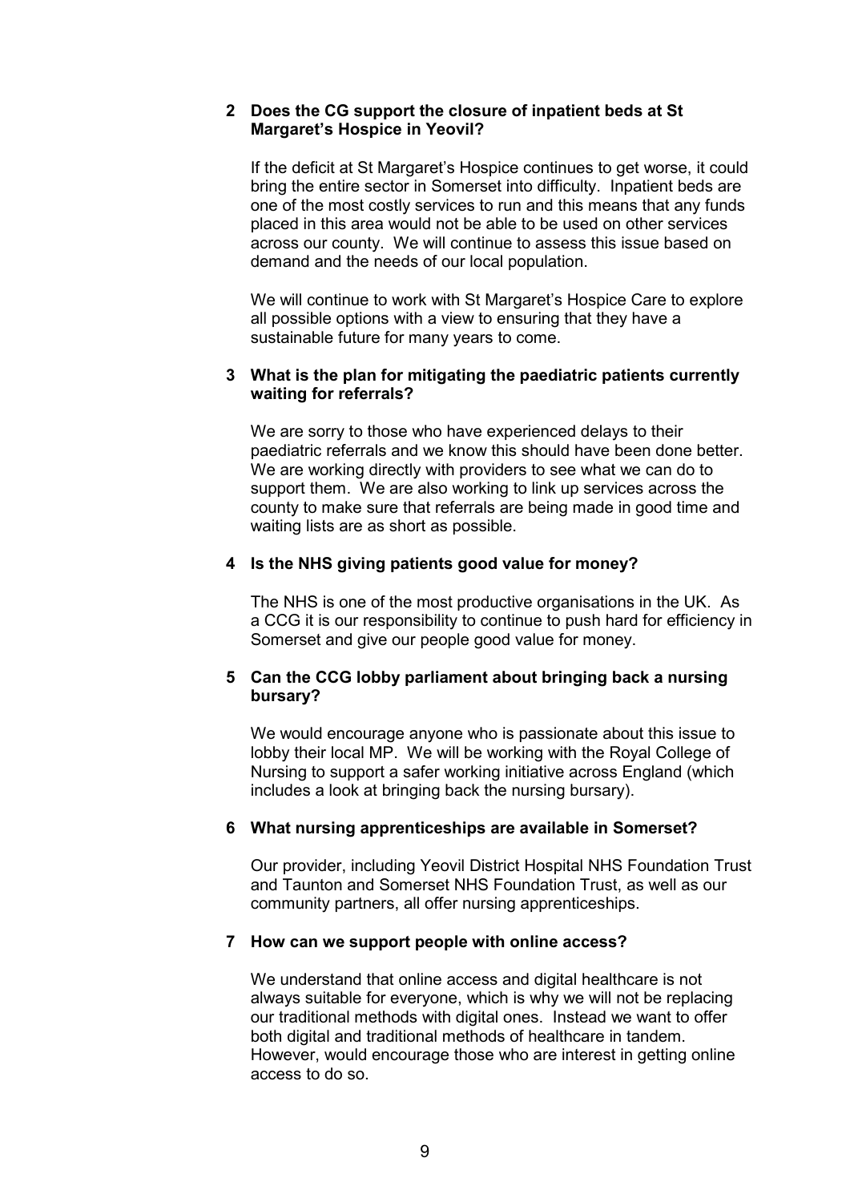**2 Does the CG support the closure of inpatient beds at St Margaret's Hospice in Yeovil?**

If the deficit at St Margaret's Hospice continues to get worse, it could bring the entire sector in Somerset into difficulty. Inpatient beds are one of the most costly services to run and this means that any funds placed in this area would not be able to be used on other services across our county. We will continue to assess this issue based on demand and the needs of our local population.

We will continue to work with St Margaret's Hospice Care to explore all possible options with a view to ensuring that they have a sustainable future for many years to come.

**3 What is the plan for mitigating the paediatric patients currently waiting for referrals?**

We are sorry to those who have experienced delays to their paediatric referrals and we know this should have been done better. We are working directly with providers to see what we can do to support them. We are also working to link up services across the county to make sure that referrals are being made in good time and waiting lists are as short as possible.

**4 Is the NHS giving patients good value for money?**

The NHS is one of the most productive organisations in the UK. As a CCG it is our responsibility to continue to push hard for efficiency in Somerset and give our people good value for money.

**5 Can the CCG lobby parliament about bringing back a nursing bursary?**

We would encourage anyone who is passionate about this issue to lobby their local MP. We will be working with the Royal College of Nursing to support a safer working initiative across England (which includes a look at bringing back the nursing bursary).

**6 What nursing apprenticeships are available in Somerset?**

Our provider, including Yeovil District Hospital NHS Foundation Trust and Taunton and Somerset NHS Foundation Trust, as well as our community partners, all offer nursing apprenticeships.

**7 How can we support people with online access?**

We understand that online access and digital healthcare is not always suitable for everyone, which is why we will not be replacing our traditional methods with digital ones. Instead we want to offer both digital and traditional methods of healthcare in tandem. However, would encourage those who are interest in getting online access to do so.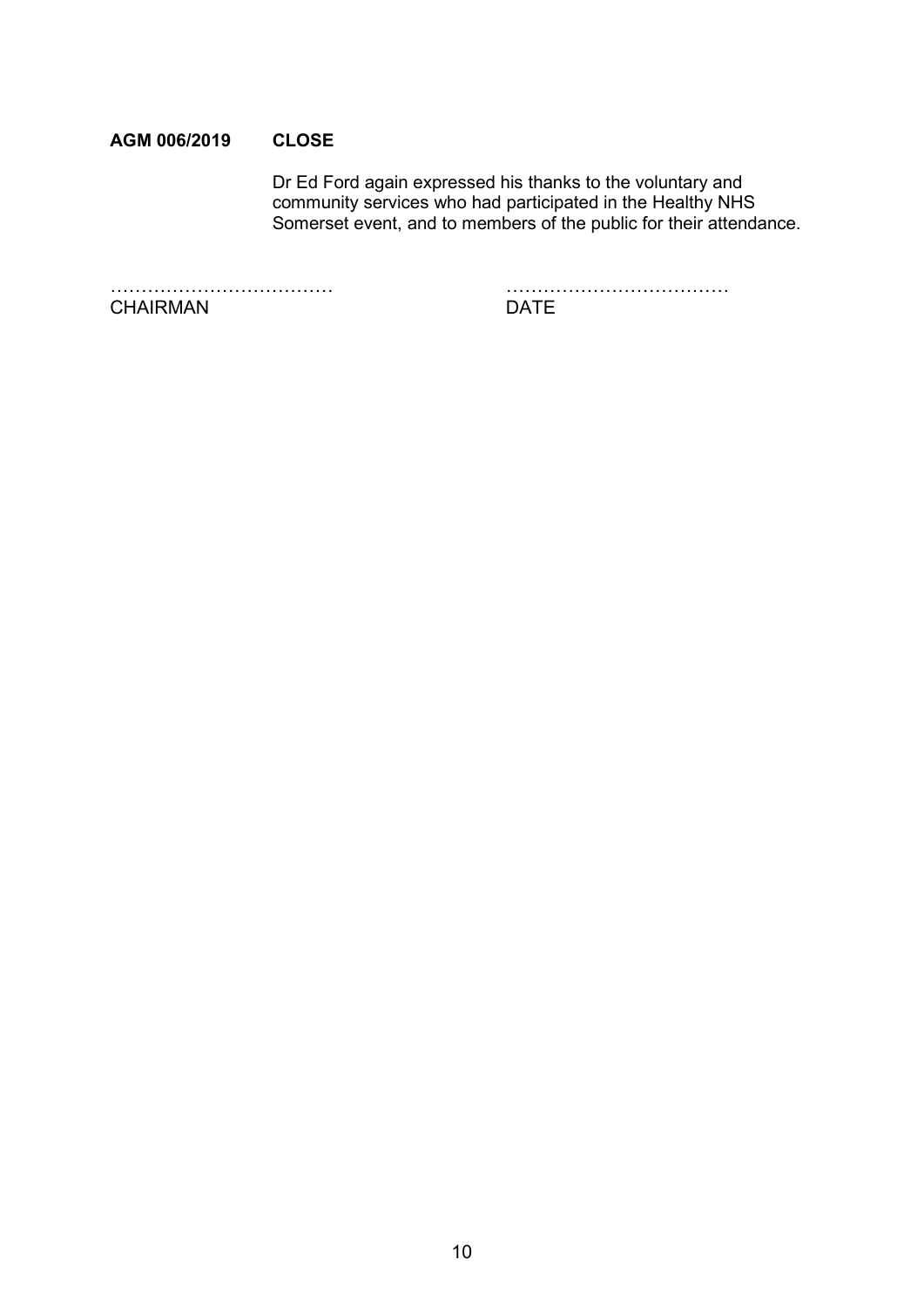**AGM 006/2019 CLOSE**

Dr Ed Ford again expressed his thanks to the voluntary and community services who had participated in the Healthy NHS Somerset event, and to members of the public for their attendance.

……………………………… ………………………………

CHAIRMAN DATE